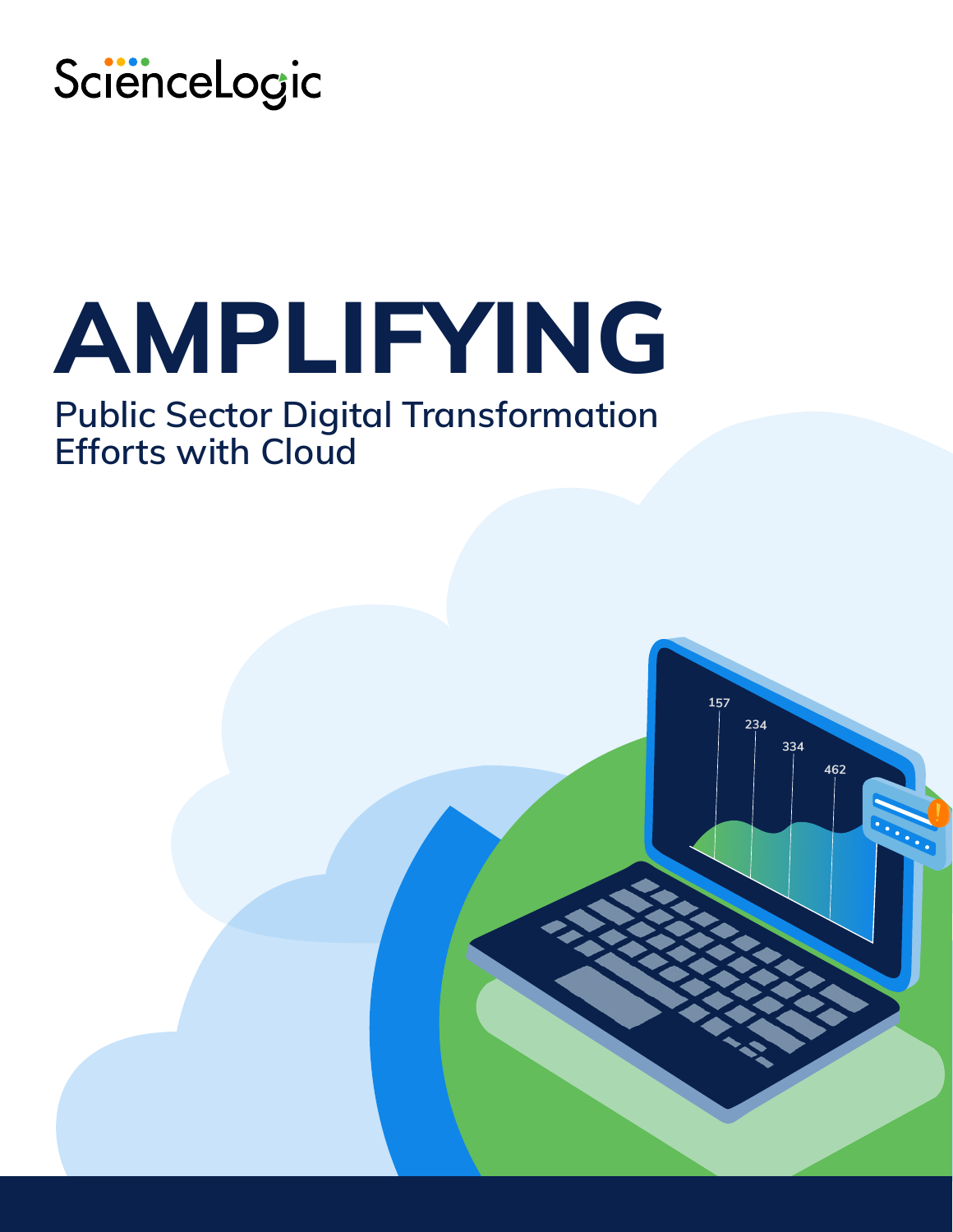ScienceLogic

# AMPLIFYING

## Public Sector Digital Transformation Efforts with Cloud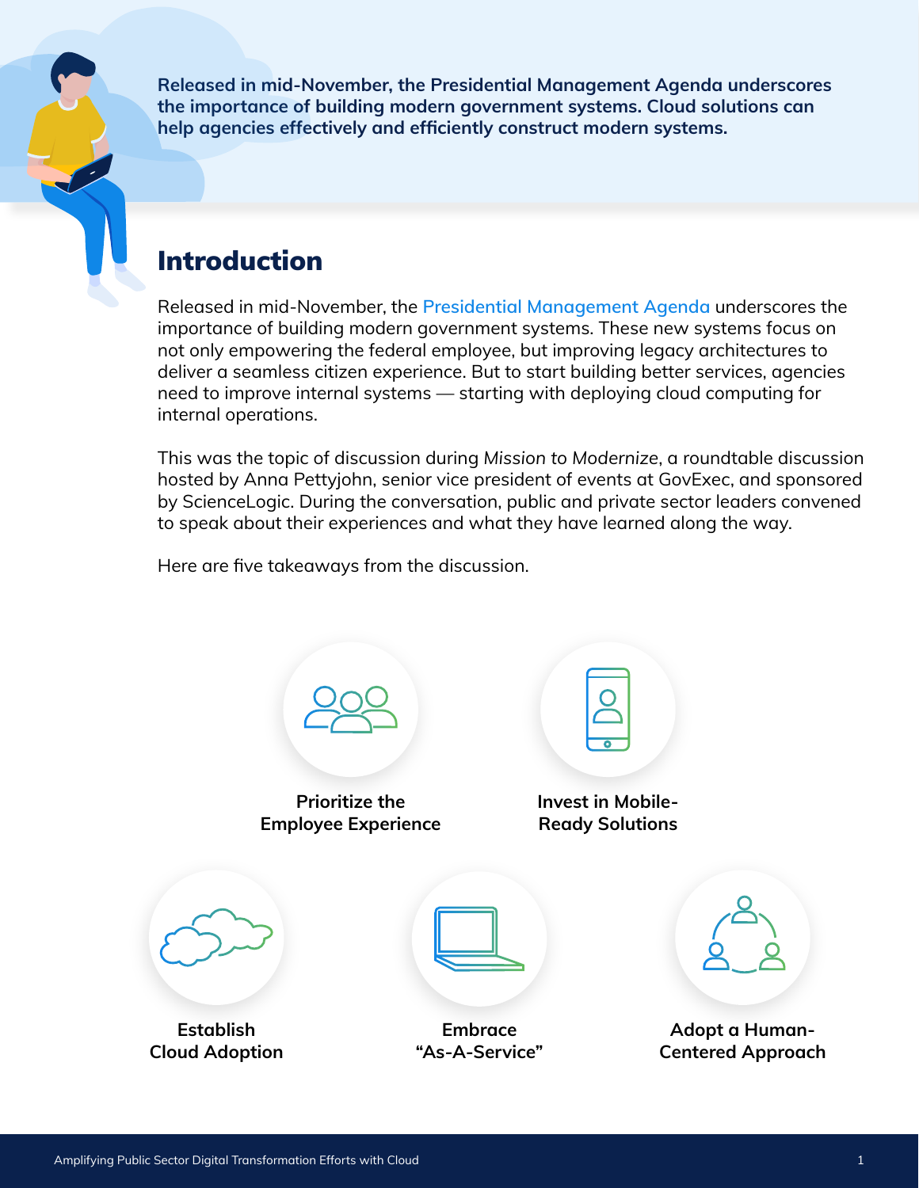**Released in mid-November, the Presidential Management Agenda underscores the importance of building modern government systems. Cloud solutions can help agencies effectively and efficiently construct modern systems.**

## Introduction

Released in mid-November, the Presidential Management Agenda underscores the importance of building modern government systems. These new systems focus on not only empowering the federal employee, but improving legacy architectures to deliver a seamless citizen experience. But to start building better services, agencies need to improve internal systems — starting with deploying cloud computing for internal operations.

This was the topic of discussion during *Mission to Modernize*, a roundtable discussion hosted by Anna Pettyjohn, senior vice president of events at GovExec, and sponsored by ScienceLogic. During the conversation, public and private sector leaders convened to speak about their experiences and what they have learned along the way.

Here are five takeaways from the discussion.

**Prioritize the Employee Experience**

**Invest in Mobile-Ready Solutions**

**Establish Cloud Adoption**

**Embrace "As-A-Service"**

**Adopt a Human-Centered Approach**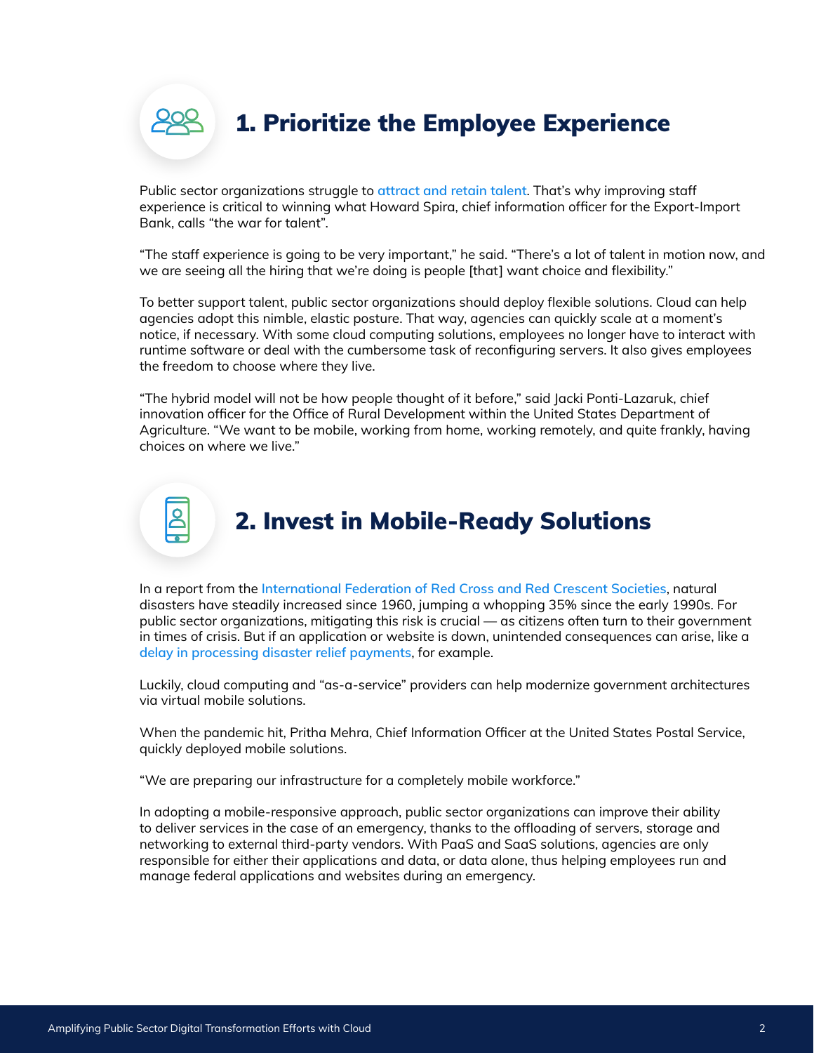## 1. Prioritize the Employee Experience

Public sector organizations struggle to attract and retain talent. That's why improving staff experience is critical to winning what Howard Spira, chief information officer for the Export-Import Bank, calls "the war for talent".

"The staff experience is going to be very important," he said. "There's a lot of talent in motion now, and we are seeing all the hiring that we're doing is people [that] want choice and flexibility."

To better support talent, public sector organizations should deploy flexible solutions. Cloud can help agencies adopt this nimble, elastic posture. That way, agencies can quickly scale at a moment's notice, if necessary. With some cloud computing solutions, employees no longer have to interact with runtime software or deal with the cumbersome task of reconfiguring servers. It also gives employees the freedom to choose where they live.

"The hybrid model will not be how people thought of it before," said Jacki Ponti-Lazaruk, chief innovation officer for the Office of Rural Development within the United States Department of Agriculture. "We want to be mobile, working from home, working remotely, and quite frankly, having choices on where we live."

## 2. Invest in Mobile-Ready Solutions

In a report from the International Federation of Red Cross and Red Crescent Societies, natural disasters have steadily increased since 1960, jumping a whopping 35% since the early 1990s. For public sector organizations, mitigating this risk is crucial — as citizens often turn to their government in times of crisis. But if an application or website is down, unintended consequences can arise, like a delay in processing disaster relief payments, for example.

Luckily, cloud computing and "as-a-service" providers can help modernize government architectures via virtual mobile solutions.

When the pandemic hit, Pritha Mehra, Chief Information Officer at the United States Postal Service, quickly deployed mobile solutions.

"We are preparing our infrastructure for a completely mobile workforce."

In adopting a mobile-responsive approach, public sector organizations can improve their ability to deliver services in the case of an emergency, thanks to the offloading of servers, storage and networking to external third-party vendors. With PaaS and SaaS solutions, agencies are only responsible for either their applications and data, or data alone, thus helping employees run and manage federal applications and websites during an emergency.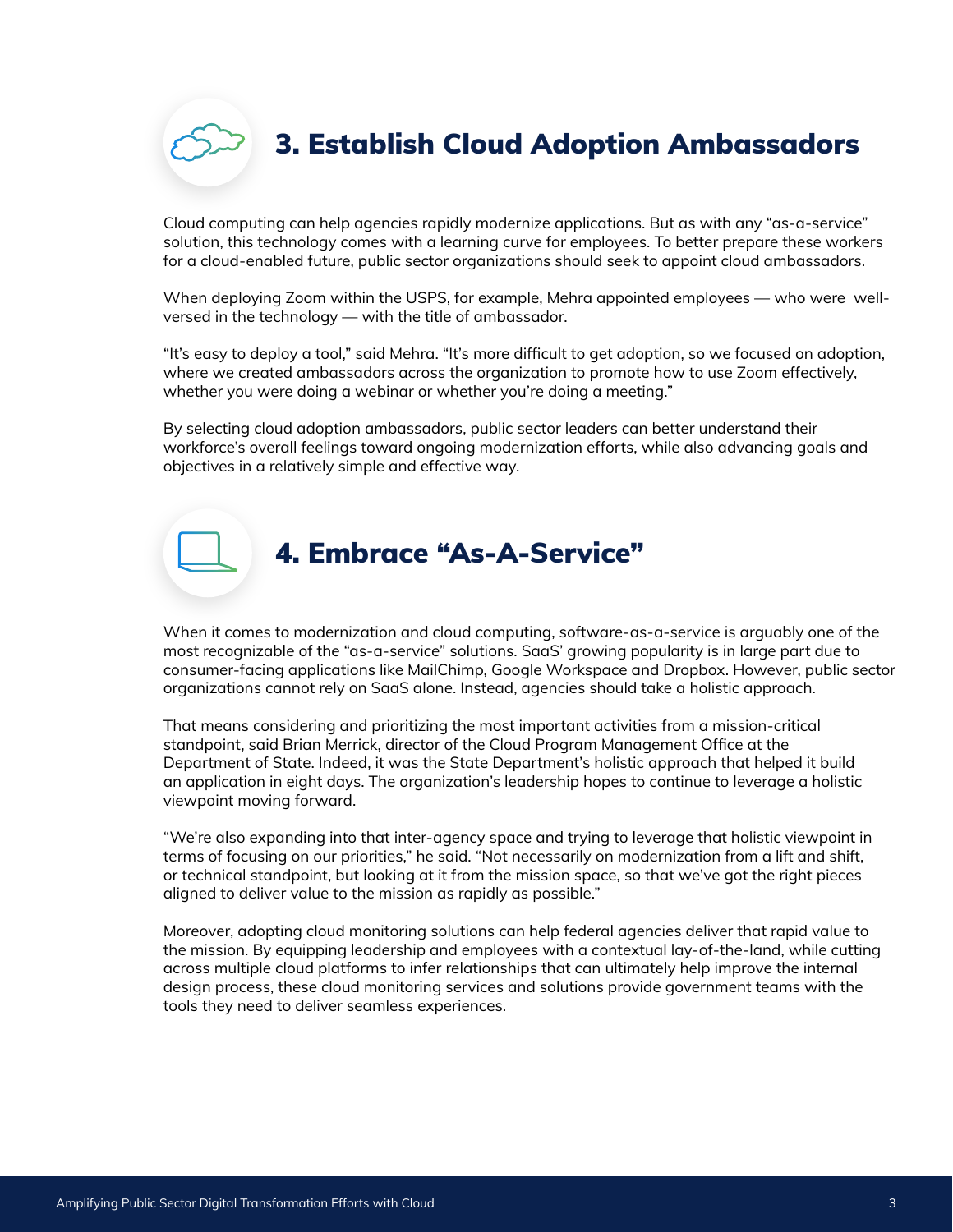## 3. Establish Cloud Adoption Ambassadors

Cloud computing can help agencies rapidly modernize applications. But as with any "as-a-service" solution, this technology comes with a learning curve for employees. To better prepare these workers for a cloud-enabled future, public sector organizations should seek to appoint cloud ambassadors.

When deploying Zoom within the USPS, for example, Mehra appointed employees — who were well-versed in the technology — with the title of ambassador.

"It's easy to deploy a tool," said Mehra. "It's more difficult to get adoption, so we focused on adoption, where we created ambassadors across the organization to promote how to use Zoom effectively, whether you were doing a webinar or whether you're doing a meeting."

By selecting cloud adoption ambassadors, public sector leaders can better understand their workforce's overall feelings toward ongoing modernization efforts, while also advancing goals and objectives in a relatively simple and effective way.

## 4. Embrace "As-A-Service"

When it comes to modernization and cloud computing, software-as-a-service is arguably one of the most recognizable of the "as-a-service" solutions. SaaS' growing popularity is in large part due to consumer-facing applications like MailChimp, Google Workspace and Dropbox. However, public sector organizations cannot rely on SaaS alone. Instead, agencies should take a holistic approach.

That means considering and prioritizing the most important activities from a mission-critical standpoint, said Brian Merrick, director of the Cloud Program Management Office at the Department of State. Indeed, it was the State Department's holistic approach that helped it build an application in eight days. The organization's leadership hopes to continue to leverage a holistic viewpoint moving forward.

"We're also expanding into that inter-agency space and trying to leverage that holistic viewpoint in terms of focusing on our priorities," he said. "Not necessarily on modernization from a lift and shift, or technical standpoint, but looking at it from the mission space, so that we've got the right pieces aligned to deliver value to the mission as rapidly as possible."

Moreover, adopting cloud monitoring solutions can help federal agencies deliver that rapid value to the mission. By equipping leadership and employees with a contextual lay-of-the-land, while cutting across multiple cloud platforms to infer relationships that can ultimately help improve the internal design process, these cloud monitoring services and solutions provide government teams with the tools they need to deliver seamless experiences.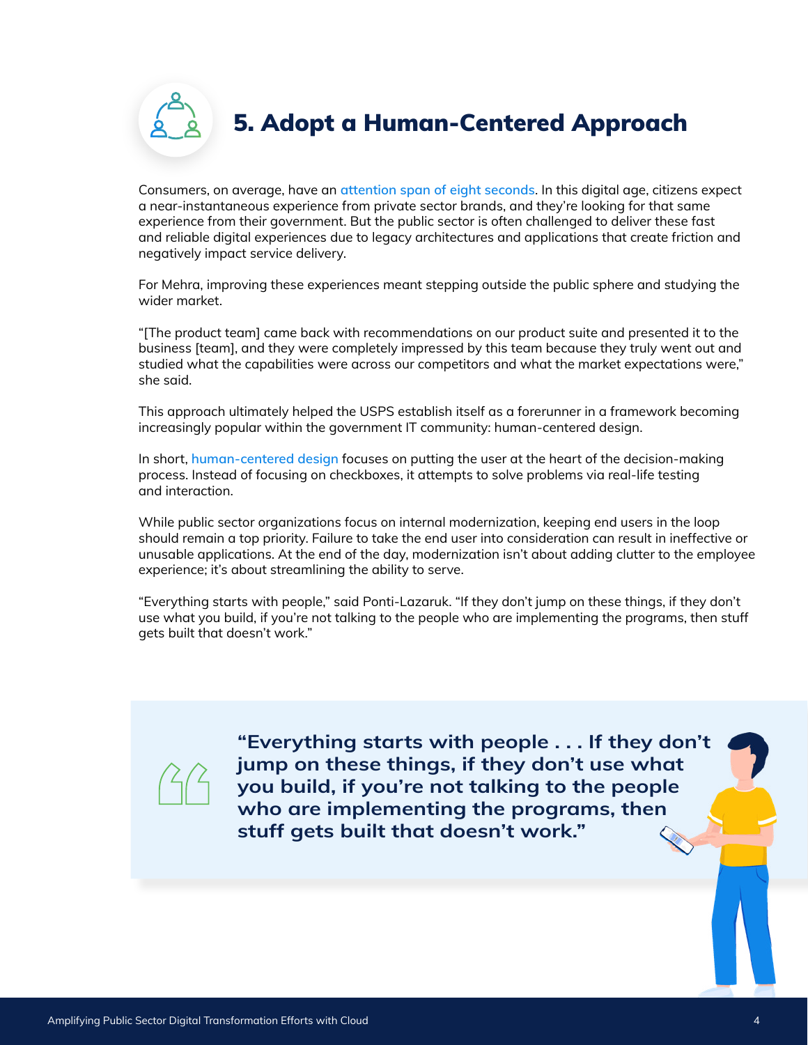## 5. Adopt a Human-Centered Approach

Consumers, on average, have an attention span of eight seconds. In this digital age, citizens expect a near-instantaneous experience from private sector brands, and they're looking for that same experience from their government. But the public sector is often challenged to deliver these fast and reliable digital experiences due to legacy architectures and applications that create friction and negatively impact service delivery.

For Mehra, improving these experiences meant stepping outside the public sphere and studying the wider market.

"[The product team] came back with recommendations on our product suite and presented it to the business [team], and they were completely impressed by this team because they truly went out and studied what the capabilities were across our competitors and what the market expectations were," she said.

This approach ultimately helped the USPS establish itself as a forerunner in a framework becoming increasingly popular within the government IT community: human-centered design.

In short, human-centered design focuses on putting the user at the heart of the decision-making process. Instead of focusing on checkboxes, it attempts to solve problems via real-life testing and interaction.

While public sector organizations focus on internal modernization, keeping end users in the loop should remain a top priority. Failure to take the end user into consideration can result in ineffective or unusable applications. At the end of the day, modernization isn't about adding clutter to the employee experience; it's about streamlining the ability to serve.

"Everything starts with people," said Ponti-Lazaruk. "If they don't jump on these things, if they don't use what you build, if you're not talking to the people who are implementing the programs, then stuff gets built that doesn't work."

> **"Everything starts with people . . . If they don't jump on these things, if they don't use what you build, if you're not talking to the people who are implementing the programs, then stuff gets built that doesn't work."**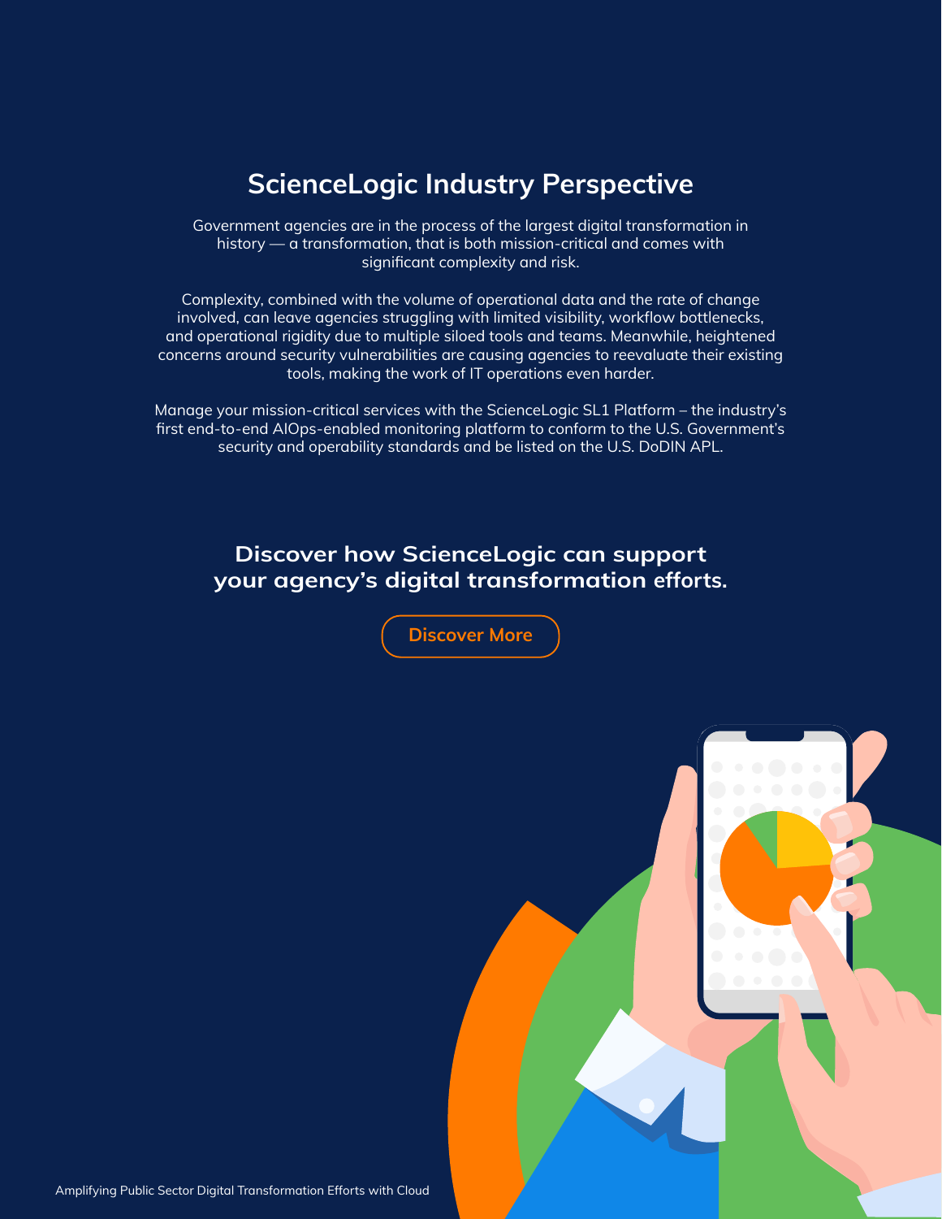## ScienceLogic Industry Perspective

Government agencies are in the process of the largest digital transformation in history — a transformation, that is both mission-critical and comes with significant complexity and risk.

Complexity, combined with the volume of operational data and the rate of change involved, can leave agencies struggling with limited visibility, workflow bottlenecks, and operational rigidity due to multiple siloed tools and teams. Meanwhile, heightened concerns around security vulnerabilities are causing agencies to reevaluate their existing tools, making the work of IT operations even harder.

Manage your mission-critical services with the ScienceLogic SL1 Platform – the industry's first end-to-end AIOps-enabled monitoring platform to conform to the U.S. Government's security and operability standards and be listed on the U.S. DoDIN APL.

**Discover how ScienceLogic can support your agency's digital transformation efforts.**

Discover More